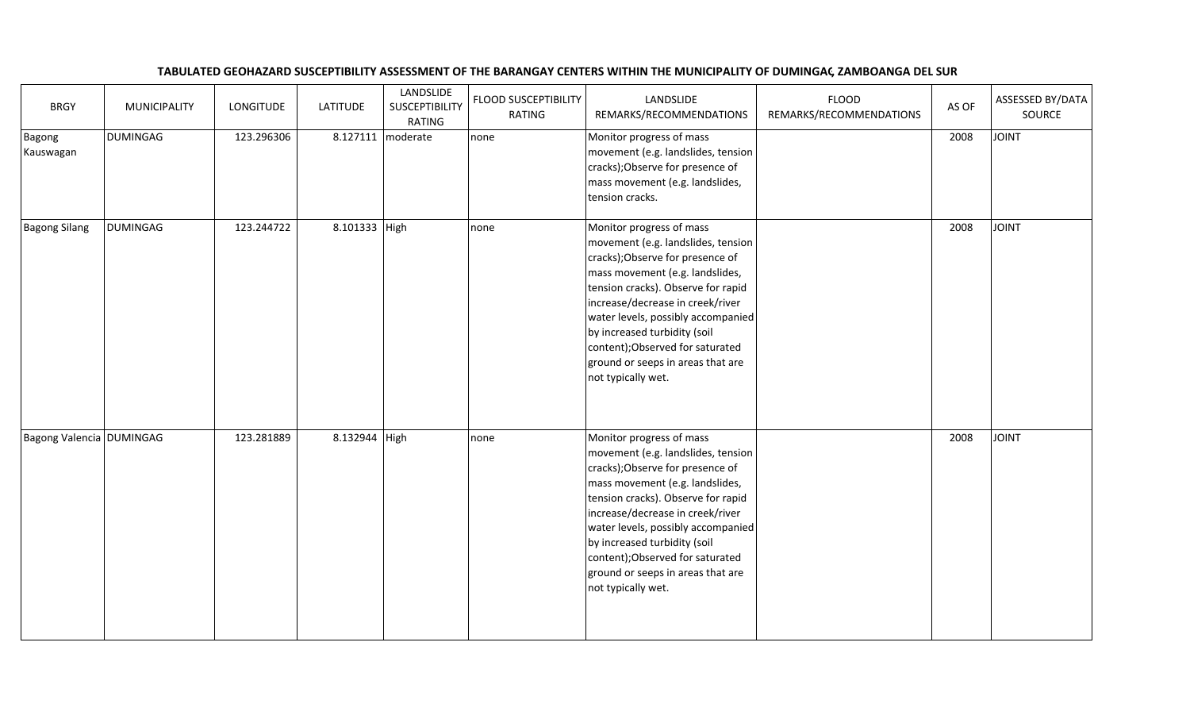**TABULATED GEOHAZARD SUSCEPTIBILITY ASSESSMENT OF THE BARANGAY CENTERS WITHIN THE MUNICIPALITY OF DUMINGAG, ZAMBOANGA DEL SUR**

| BRGY | MUNICIPALITY | LONGITUDE | LATITUDE | LANDSLIDE SUSCEPTIBILITY RATING | FLOOD SUSCEPTIBILITY RATING | LANDSLIDE REMARKS/RECOMMENDATIONS | FLOOD REMARKS/RECOMMENDATIONS | AS OF | ASSESSED BY/DATA SOURCE |
|---|---|---|---|---|---|---|---|---|---|
| Bagong Kauswagan | DUMINGAG | 123.296306 | 8.127111 | moderate | none | Monitor progress of mass movement (e.g. landslides, tension cracks);Observe for presence of mass movement (e.g. landslides, tension cracks. | | 2008 | JOINT |
| Bagong Silang | DUMINGAG | 123.244722 | 8.101333 | High | none | Monitor progress of mass movement (e.g. landslides, tension cracks);Observe for presence of mass movement (e.g. landslides, tension cracks). Observe for rapid increase/decrease in creek/river water levels, possibly accompanied by increased turbidity (soil content);Observed for saturated ground or seeps in areas that are not typically wet. | | 2008 | JOINT |
| Bagong Valencia | DUMINGAG | 123.281889 | 8.132944 | High | none | Monitor progress of mass movement (e.g. landslides, tension cracks);Observe for presence of mass movement (e.g. landslides, tension cracks). Observe for rapid increase/decrease in creek/river water levels, possibly accompanied by increased turbidity (soil content);Observed for saturated ground or seeps in areas that are not typically wet. | | 2008 | JOINT |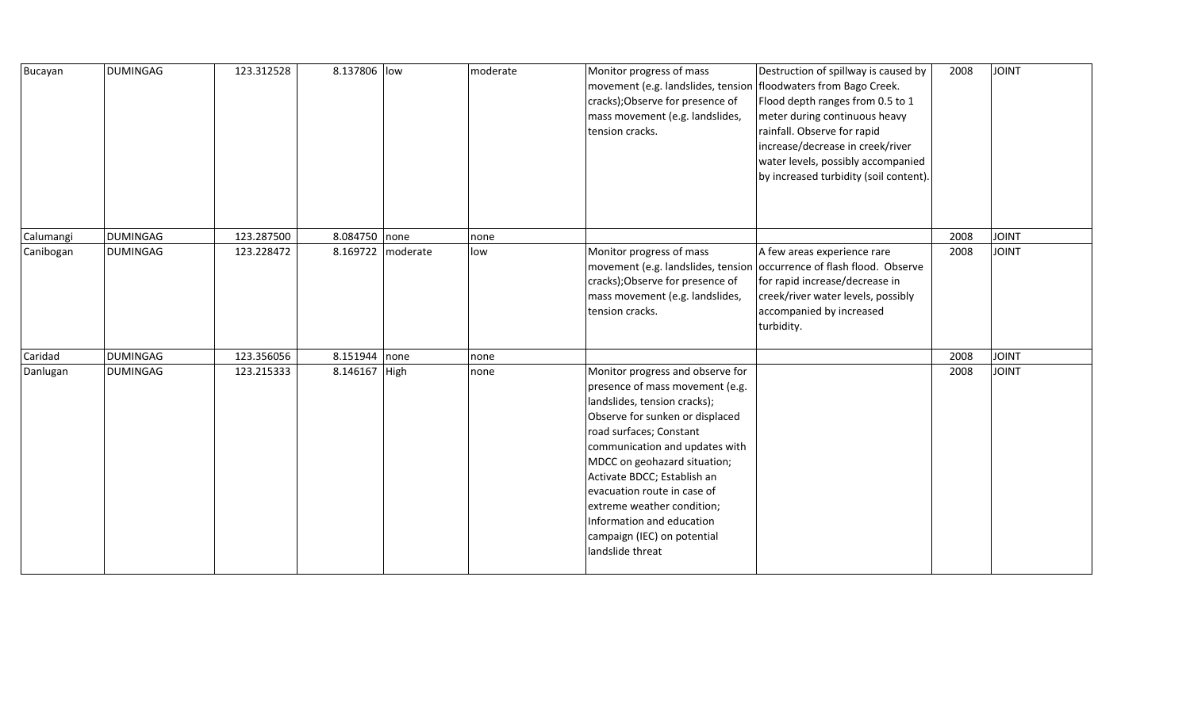| | | | | | | | | | |
|---|---|---|---|---|---|---|---|---|---|
| Bucayan | DUMINGAG | 123.312528 | 8.137806 | low | moderate | Monitor progress of mass movement (e.g. landslides, tension cracks);Observe for presence of mass movement (e.g. landslides, tension cracks. | Destruction of spillway is caused by floodwaters from Bago Creek. Flood depth ranges from 0.5 to 1 meter during continuous heavy rainfall. Observe for rapid increase/decrease in creek/river water levels, possibly accompanied by increased turbidity (soil content). | 2008 | JOINT |
| Calumangi | DUMINGAG | 123.287500 | 8.084750 | none | none | | | 2008 | JOINT |
| Canibogan | DUMINGAG | 123.228472 | 8.169722 | moderate | low | Monitor progress of mass movement (e.g. landslides, tension cracks);Observe for presence of mass movement (e.g. landslides, tension cracks. | A few areas experience rare occurrence of flash flood. Observe for rapid increase/decrease in creek/river water levels, possibly accompanied by increased turbidity. | 2008 | JOINT |
| Caridad | DUMINGAG | 123.356056 | 8.151944 | none | none | | | 2008 | JOINT |
| Danlugan | DUMINGAG | 123.215333 | 8.146167 | High | none | Monitor progress and observe for presence of mass movement (e.g. landslides, tension cracks); Observe for sunken or displaced road surfaces; Constant communication and updates with MDCC on geohazard situation; Activate BDCC; Establish an evacuation route in case of extreme weather condition; Information and education campaign (IEC) on potential landslide threat | | 2008 | JOINT |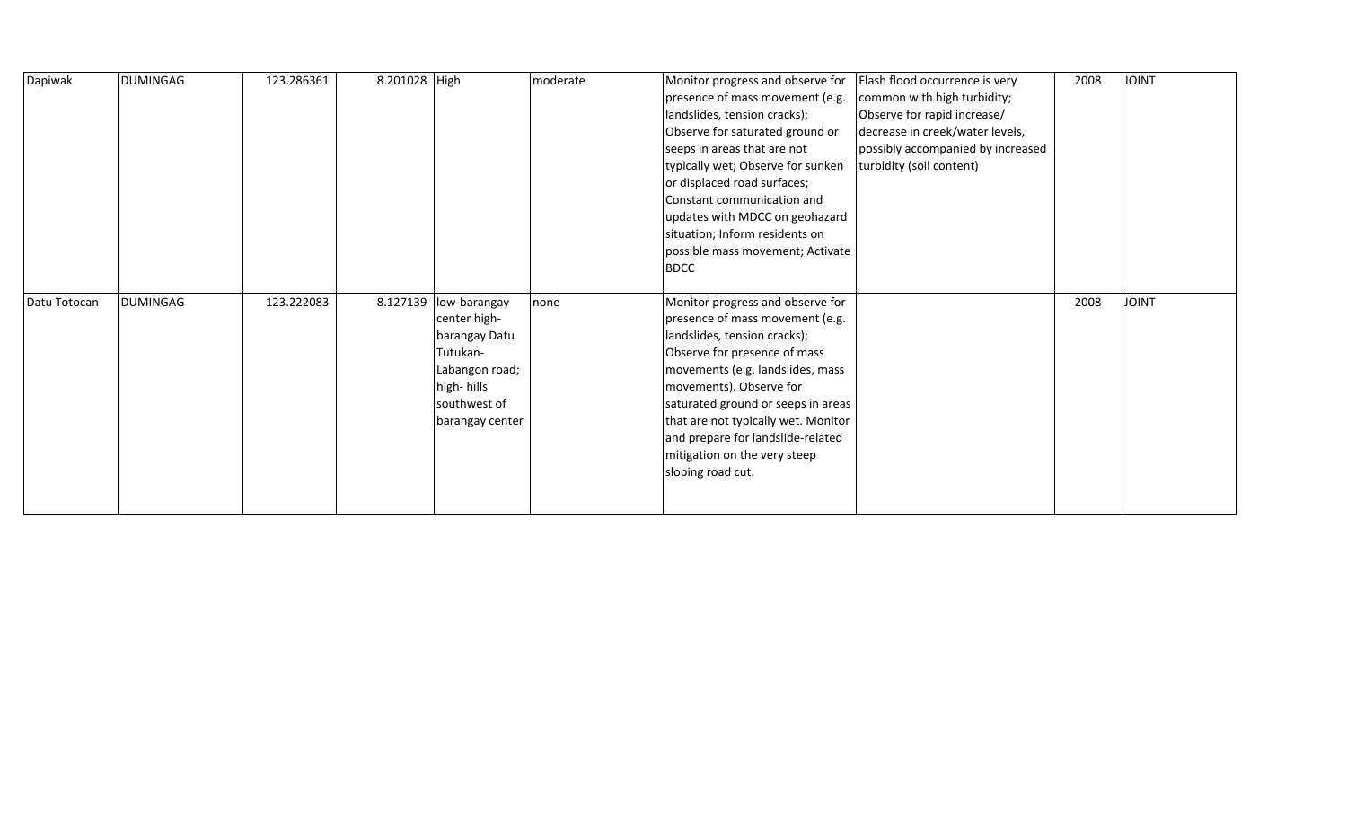| Dapiwak | DUMINGAG | 123.286361 | 8.201028 | High | moderate | Monitor progress and observe for presence of mass movement (e.g. landslides, tension cracks); Observe for saturated ground or seeps in areas that are not typically wet; Observe for sunken or displaced road surfaces; Constant communication and updates with MDCC on geohazard situation; Inform residents on possible mass movement; Activate BDCC | Flash flood occurrence is very common with high turbidity; Observe for rapid increase/ decrease in creek/water levels, possibly accompanied by increased turbidity (soil content) | 2008 | JOINT |
|---|---|---|---|---|---|---|---|---|---|
| Datu Totocan | DUMINGAG | 123.222083 | 8.127139 | low-barangay center high-barangay Datu Tutukan-Labangon road; high- hills southwest of barangay center | none | Monitor progress and observe for presence of mass movement (e.g. landslides, tension cracks); Observe for presence of mass movements (e.g. landslides, mass movements). Observe for saturated ground or seeps in areas that are not typically wet. Monitor and prepare for landslide-related mitigation on the very steep sloping road cut. | | 2008 | JOINT |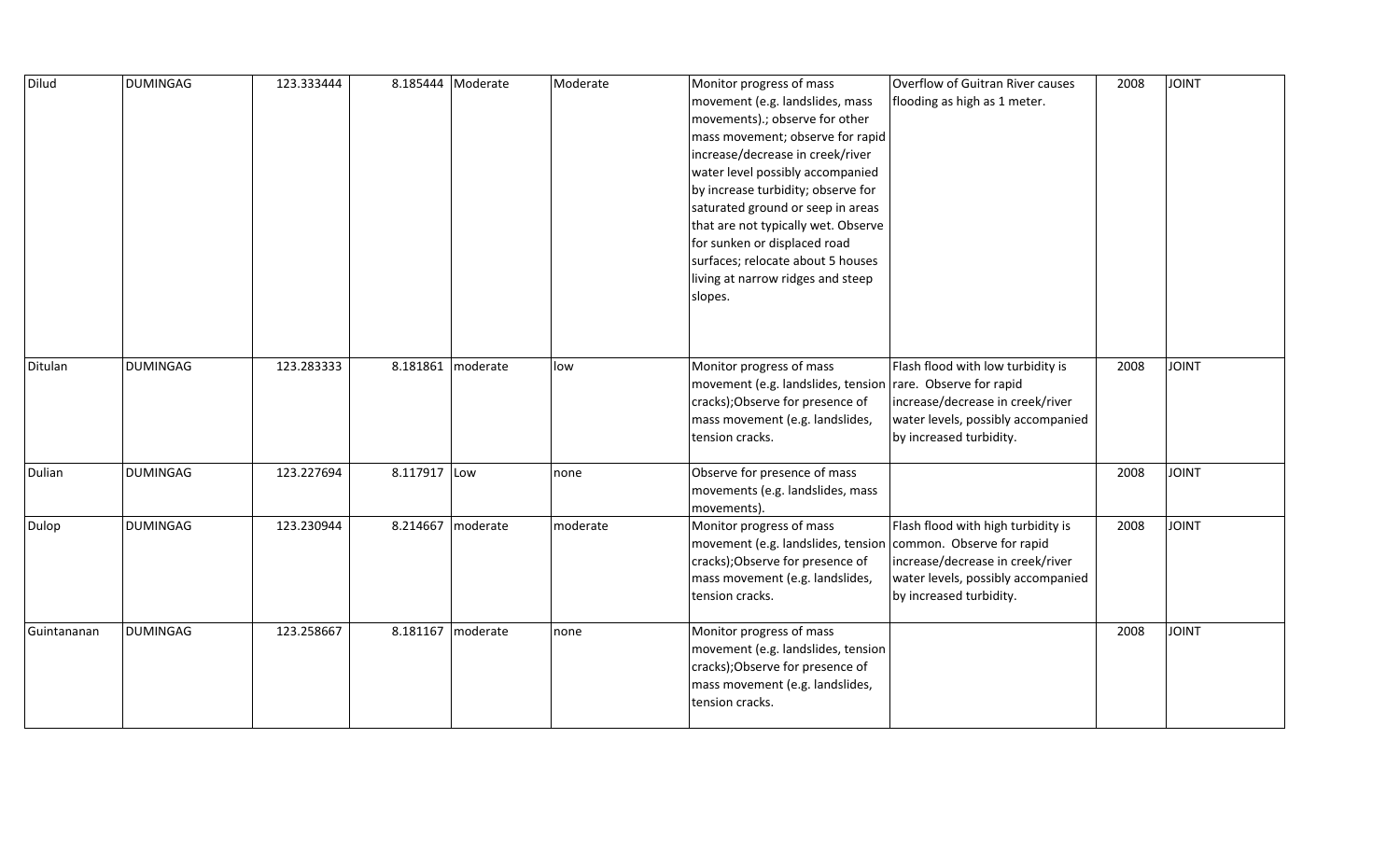| Dilud | DUMINGAG | 123.333444 | 8.185444 | Moderate | Moderate | Monitor progress of mass movement (e.g. landslides, mass movements).; observe for other mass movement; observe for rapid increase/decrease in creek/river water level possibly accompanied by increase turbidity; observe for saturated ground or seep in areas that are not typically wet. Observe for sunken or displaced road surfaces; relocate about 5 houses living at narrow ridges and steep slopes. | Overflow of Guitran River causes flooding as high as 1 meter. | 2008 | JOINT |
|---|---|---|---|---|---|---|---|---|---|
| Ditulan | DUMINGAG | 123.283333 | 8.181861 | moderate | low | Monitor progress of mass movement (e.g. landslides, tension cracks);Observe for presence of mass movement (e.g. landslides, tension cracks. | Flash flood with low turbidity is rare. Observe for rapid increase/decrease in creek/river water levels, possibly accompanied by increased turbidity. | 2008 | JOINT |
| Dulian | DUMINGAG | 123.227694 | 8.117917 | Low | none | Observe for presence of mass movements (e.g. landslides, mass movements). | | 2008 | JOINT |
| Dulop | DUMINGAG | 123.230944 | 8.214667 | moderate | moderate | Monitor progress of mass movement (e.g. landslides, tension cracks);Observe for presence of mass movement (e.g. landslides, tension cracks. | Flash flood with high turbidity is common. Observe for rapid increase/decrease in creek/river water levels, possibly accompanied by increased turbidity. | 2008 | JOINT |
| Guintananan | DUMINGAG | 123.258667 | 8.181167 | moderate | none | Monitor progress of mass movement (e.g. landslides, tension cracks);Observe for presence of mass movement (e.g. landslides, tension cracks. | | 2008 | JOINT |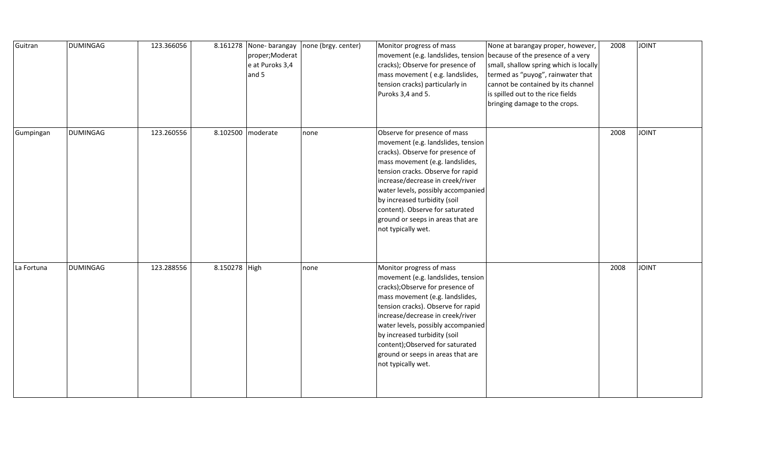| | | | | | | | | | |
|---|---|---|---|---|---|---|---|---|---|
| Guitran | DUMINGAG | 123.366056 | 8.161278 | None- barangay proper;Moderate at Puroks 3,4 and 5 | none (brgy. center) | Monitor progress of mass movement (e.g. landslides, tension cracks); Observe for presence of mass movement ( e.g. landslides, tension cracks) particularly in Puroks 3,4 and 5. | None at barangay proper, however, because of the presence of a very small, shallow spring which is locally termed as "puyog", rainwater that cannot be contained by its channel is spilled out to the rice fields bringing damage to the crops. | 2008 | JOINT |
| Gumpingan | DUMINGAG | 123.260556 | 8.102500 | moderate | none | Observe for presence of mass movement (e.g. landslides, tension cracks). Observe for presence of mass movement (e.g. landslides, tension cracks. Observe for rapid increase/decrease in creek/river water levels, possibly accompanied by increased turbidity (soil content). Observe for saturated ground or seeps in areas that are not typically wet. | | 2008 | JOINT |
| La Fortuna | DUMINGAG | 123.288556 | 8.150278 | High | none | Monitor progress of mass movement (e.g. landslides, tension cracks);Observe for presence of mass movement (e.g. landslides, tension cracks). Observe for rapid increase/decrease in creek/river water levels, possibly accompanied by increased turbidity (soil content);Observed for saturated ground or seeps in areas that are not typically wet. | | 2008 | JOINT |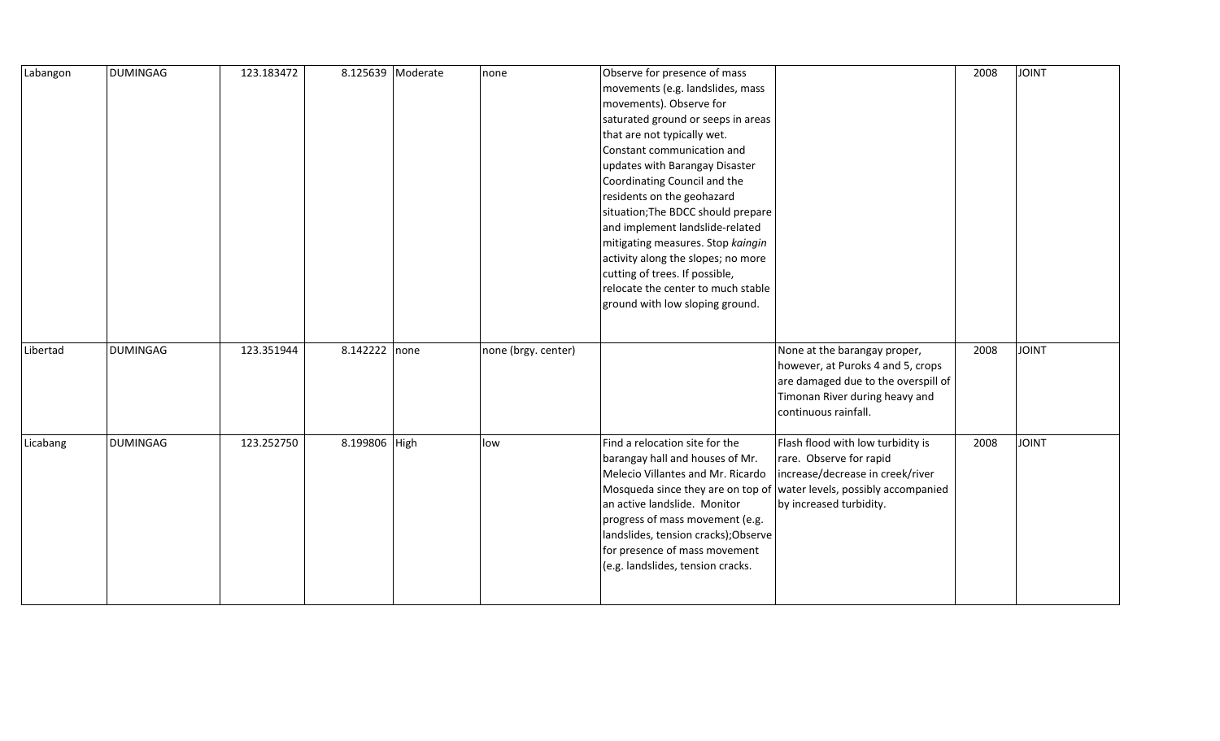| | | | | | | | | | |
|---|---|---|---|---|---|---|---|---|---|
| Labangon | DUMINGAG | 123.183472 | 8.125639 | Moderate | none | Observe for presence of mass movements (e.g. landslides, mass movements). Observe for saturated ground or seeps in areas that are not typically wet. Constant communication and updates with Barangay Disaster Coordinating Council and the residents on the geohazard situation;The BDCC should prepare and implement landslide-related mitigating measures. Stop *kaingin* activity along the slopes; no more cutting of trees. If possible, relocate the center to much stable ground with low sloping ground. | | 2008 | JOINT |
| Libertad | DUMINGAG | 123.351944 | 8.142222 | none | none (brgy. center) | | None at the barangay proper, however, at Puroks 4 and 5, crops are damaged due to the overspill of Timonan River during heavy and continuous rainfall. | 2008 | JOINT |
| Licabang | DUMINGAG | 123.252750 | 8.199806 | High | low | Find a relocation site for the barangay hall and houses of Mr. Melecio Villantes and Mr. Ricardo Mosqueda since they are on top of an active landslide. Monitor progress of mass movement (e.g. landslides, tension cracks);Observe for presence of mass movement (e.g. landslides, tension cracks. | Flash flood with low turbidity is rare. Observe for rapid increase/decrease in creek/river water levels, possibly accompanied by increased turbidity. | 2008 | JOINT |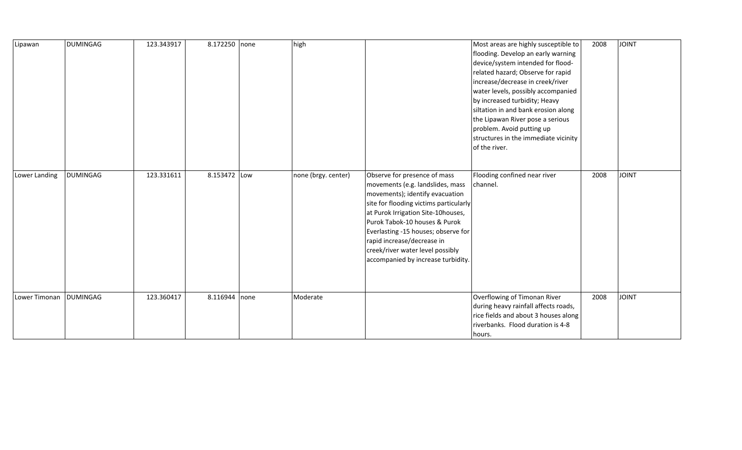| Lipawan | DUMINGAG | 123.343917 | 8.172250 | none | high | | Most areas are highly susceptible to flooding. Develop an early warning device/system intended for flood-related hazard; Observe for rapid increase/decrease in creek/river water levels, possibly accompanied by increased turbidity; Heavy siltation in and bank erosion along the Lipawan River pose a serious problem. Avoid putting up structures in the immediate vicinity of the river. | 2008 | JOINT |
|---|---|---|---|---|---|---|---|---|---|
| Lower Landing | DUMINGAG | 123.331611 | 8.153472 | Low | none (brgy. center) | Observe for presence of mass movements (e.g. landslides, mass movements); identify evacuation site for flooding victims particularly at Purok Irrigation Site-10houses, Purok Tabok-10 houses & Purok Everlasting -15 houses; observe for rapid increase/decrease in creek/river water level possibly accompanied by increase turbidity. | Flooding confined near river channel. | 2008 | JOINT |
| Lower Timonan | DUMINGAG | 123.360417 | 8.116944 | none | Moderate | | Overflowing of Timonan River during heavy rainfall affects roads, rice fields and about 3 houses along riverbanks. Flood duration is 4-8 hours. | 2008 | JOINT |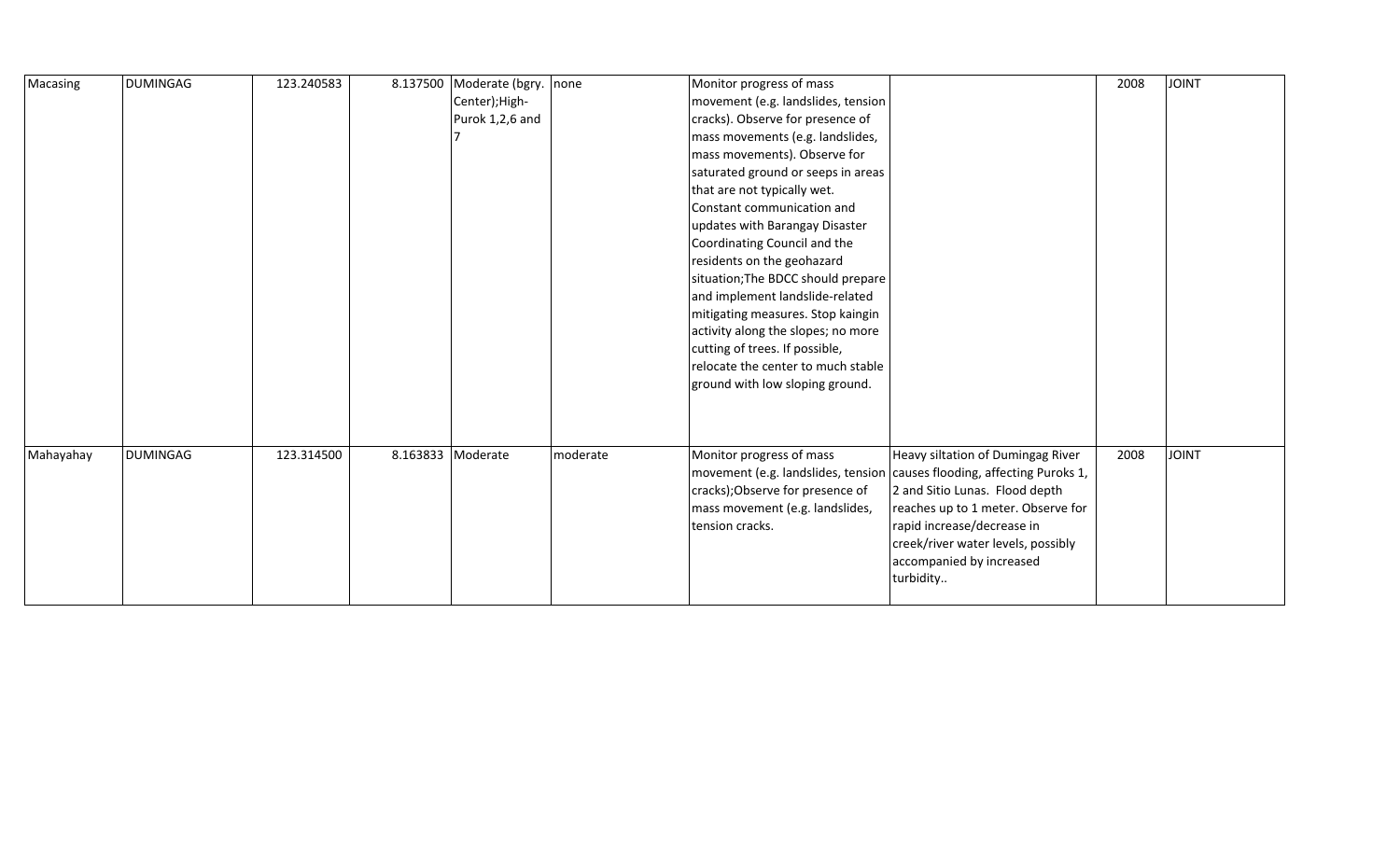| | | | | | | | | | |
|---|---|---|---|---|---|---|---|---|---|
| Macasing | DUMINGAG | 123.240583 | 8.137500 | Moderate (bgry. Center);High-Purok 1,2,6 and 7 | none | Monitor progress of mass movement (e.g. landslides, tension cracks). Observe for presence of mass movements (e.g. landslides, mass movements). Observe for saturated ground or seeps in areas that are not typically wet. Constant communication and updates with Barangay Disaster Coordinating Council and the residents on the geohazard situation;The BDCC should prepare and implement landslide-related mitigating measures. Stop kaingin activity along the slopes; no more cutting of trees. If possible, relocate the center to much stable ground with low sloping ground. | | 2008 | JOINT |
| Mahayahay | DUMINGAG | 123.314500 | 8.163833 | Moderate | moderate | Monitor progress of mass movement (e.g. landslides, tension cracks);Observe for presence of mass movement (e.g. landslides, tension cracks. | Heavy siltation of Dumingag River causes flooding, affecting Puroks 1, 2 and Sitio Lunas. Flood depth reaches up to 1 meter. Observe for rapid increase/decrease in creek/river water levels, possibly accompanied by increased turbidity.. | 2008 | JOINT |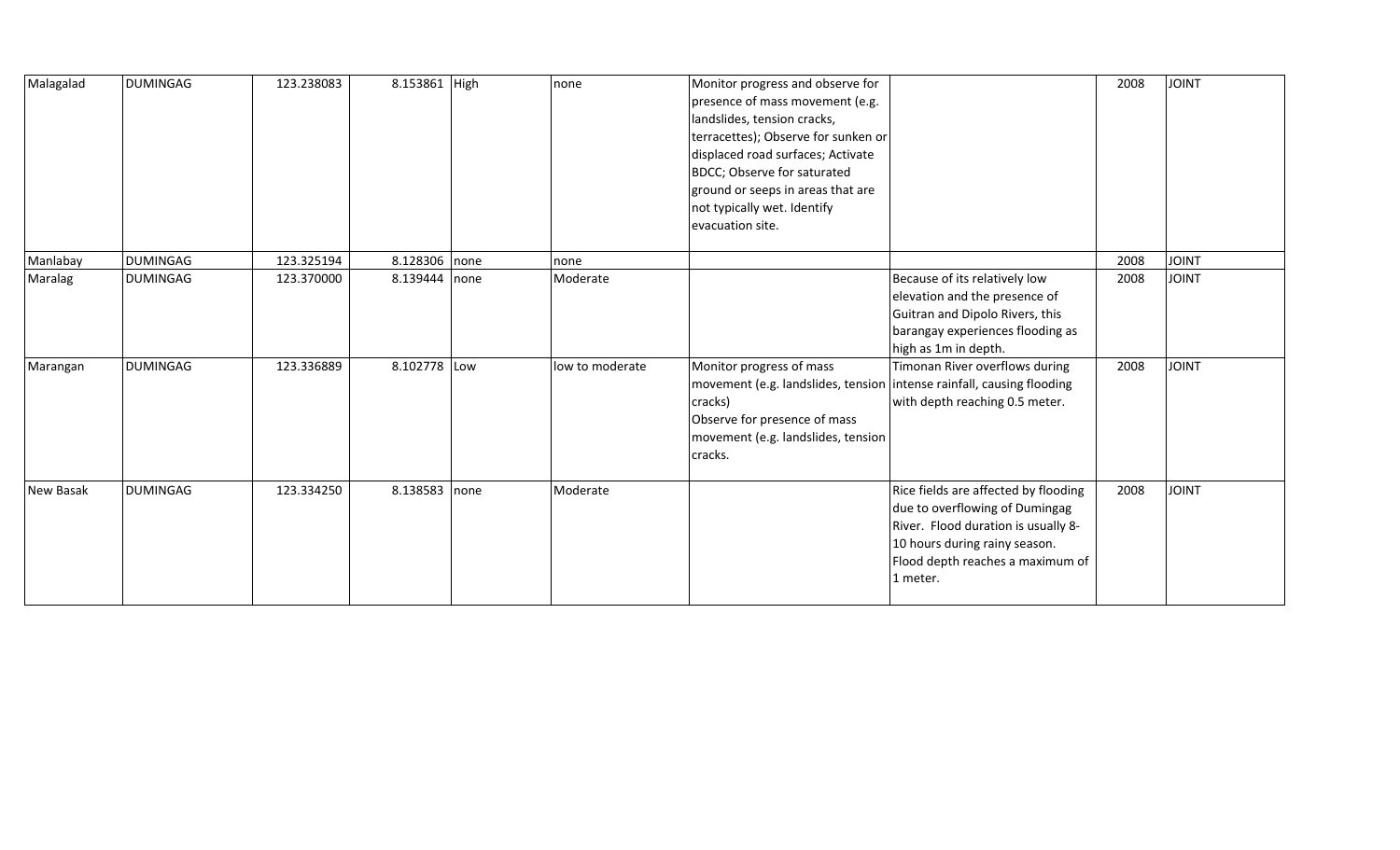| Malagalad | DUMINGAG | 123.238083 | 8.153861 | High | none | Monitor progress and observe for presence of mass movement (e.g. landslides, tension cracks, terracettes); Observe for sunken or displaced road surfaces; Activate BDCC; Observe for saturated ground or seeps in areas that are not typically wet. Identify evacuation site. | | 2008 | JOINT |
|---|---|---|---|---|---|---|---|---|---|
| Manlabay | DUMINGAG | 123.325194 | 8.128306 | none | none | | | 2008 | JOINT |
| Maralag | DUMINGAG | 123.370000 | 8.139444 | none | Moderate | | Because of its relatively low elevation and the presence of Guitran and Dipolo Rivers, this barangay experiences flooding as high as 1m in depth. | 2008 | JOINT |
| Marangan | DUMINGAG | 123.336889 | 8.102778 | Low | low to moderate | Monitor progress of mass movement (e.g. landslides, tension cracks) Observe for presence of mass movement (e.g. landslides, tension cracks. | Timonan River overflows during intense rainfall, causing flooding with depth reaching 0.5 meter. | 2008 | JOINT |
| New Basak | DUMINGAG | 123.334250 | 8.138583 | none | Moderate | | Rice fields are affected by flooding due to overflowing of Dumingag River. Flood duration is usually 8-10 hours during rainy season. Flood depth reaches a maximum of 1 meter. | 2008 | JOINT |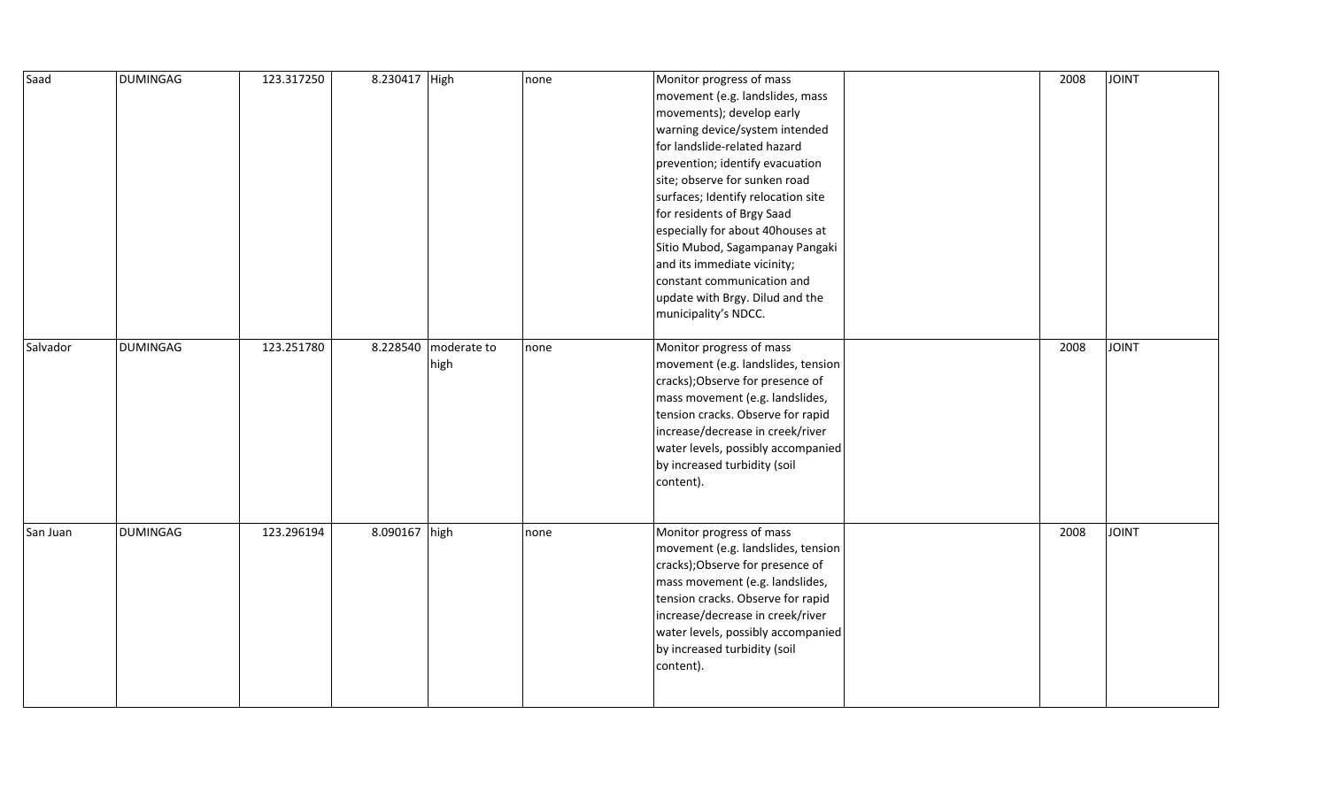| Saad | DUMINGAG | 123.317250 | 8.230417 | High | none | Monitor progress of mass movement (e.g. landslides, mass movements); develop early warning device/system intended for landslide-related hazard prevention; identify evacuation site; observe for sunken road surfaces; Identify relocation site for residents of Brgy Saad especially for about 40houses at Sitio Mubod, Sagampanay Pangaki and its immediate vicinity; constant communication and update with Brgy. Dilud and the municipality's NDCC. | | 2008 | JOINT |
|---|---|---|---|---|---|---|---|---|---|
| Salvador | DUMINGAG | 123.251780 | 8.228540 | moderate to high | none | Monitor progress of mass movement (e.g. landslides, tension cracks);Observe for presence of mass movement (e.g. landslides, tension cracks. Observe for rapid increase/decrease in creek/river water levels, possibly accompanied by increased turbidity (soil content). | | 2008 | JOINT |
| San Juan | DUMINGAG | 123.296194 | 8.090167 | high | none | Monitor progress of mass movement (e.g. landslides, tension cracks);Observe for presence of mass movement (e.g. landslides, tension cracks. Observe for rapid increase/decrease in creek/river water levels, possibly accompanied by increased turbidity (soil content). | | 2008 | JOINT |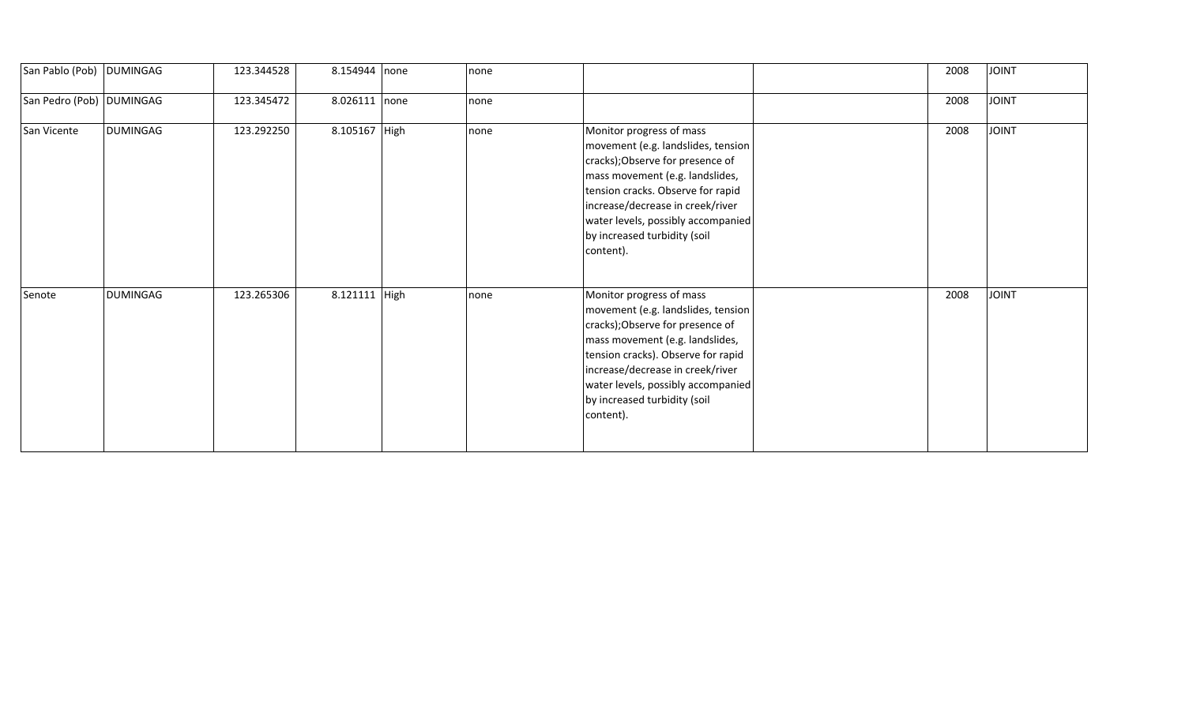| | | | | | | | | | |
|---|---|---|---|---|---|---|---|---|---|
| San Pablo (Pob) | DUMINGAG | 123.344528 | 8.154944 | none | none | | | 2008 | JOINT |
| San Pedro (Pob) | DUMINGAG | 123.345472 | 8.026111 | none | none | | | 2008 | JOINT |
| San Vicente | DUMINGAG | 123.292250 | 8.105167 | High | none | Monitor progress of mass movement (e.g. landslides, tension cracks);Observe for presence of mass movement (e.g. landslides, tension cracks. Observe for rapid increase/decrease in creek/river water levels, possibly accompanied by increased turbidity (soil content). | | 2008 | JOINT |
| Senote | DUMINGAG | 123.265306 | 8.121111 | High | none | Monitor progress of mass movement (e.g. landslides, tension cracks);Observe for presence of mass movement (e.g. landslides, tension cracks). Observe for rapid increase/decrease in creek/river water levels, possibly accompanied by increased turbidity (soil content). | | 2008 | JOINT |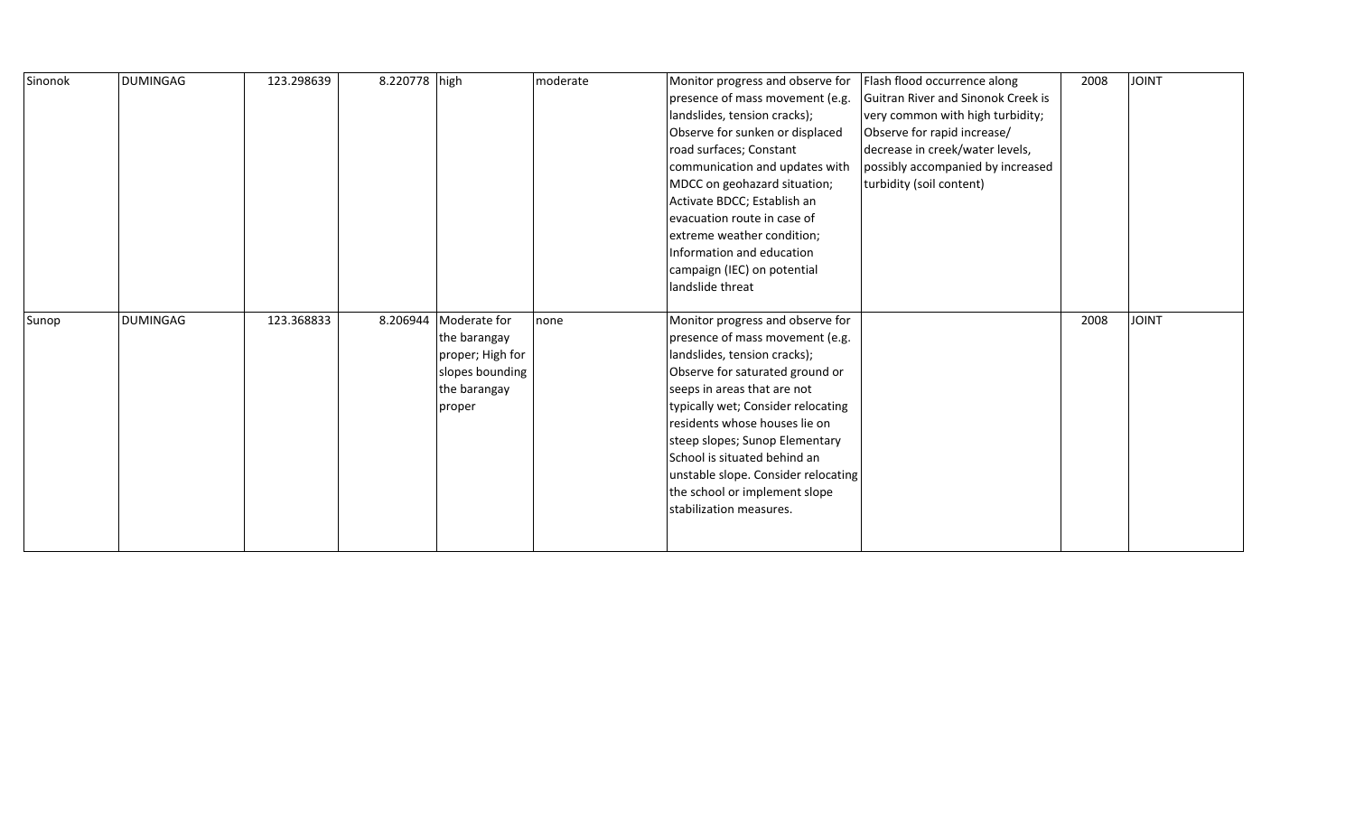| Sinonok | DUMINGAG | 123.298639 | 8.220778 | high | moderate | Monitor progress and observe for presence of mass movement (e.g. landslides, tension cracks); Observe for sunken or displaced road surfaces; Constant communication and updates with MDCC on geohazard situation; Activate BDCC; Establish an evacuation route in case of extreme weather condition; Information and education campaign (IEC) on potential landslide threat | Flash flood occurrence along Guitran River and Sinonok Creek is very common with high turbidity; Observe for rapid increase/ decrease in creek/water levels, possibly accompanied by increased turbidity (soil content) | 2008 | JOINT |
|---|---|---|---|---|---|---|---|---|---|
| Sunop | DUMINGAG | 123.368833 | 8.206944 | Moderate for the barangay proper; High for slopes bounding the barangay proper | none | Monitor progress and observe for presence of mass movement (e.g. landslides, tension cracks); Observe for saturated ground or seeps in areas that are not typically wet; Consider relocating residents whose houses lie on steep slopes; Sunop Elementary School is situated behind an unstable slope. Consider relocating the school or implement slope stabilization measures. | | 2008 | JOINT |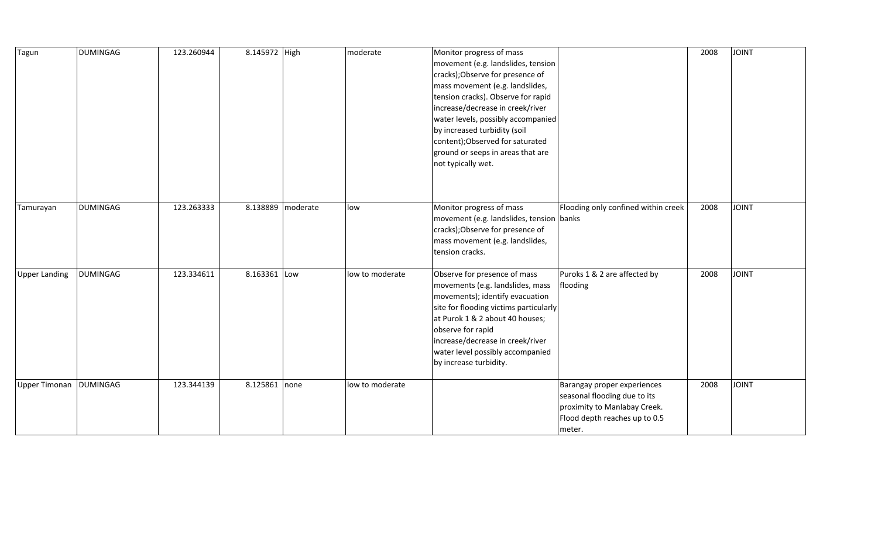| | | | | | | | | | |
|---|---|---|---|---|---|---|---|---|---|
| Tagun | DUMINGAG | 123.260944 | 8.145972 | High | moderate | Monitor progress of mass movement (e.g. landslides, tension cracks);Observe for presence of mass movement (e.g. landslides, tension cracks). Observe for rapid increase/decrease in creek/river water levels, possibly accompanied by increased turbidity (soil content);Observed for saturated ground or seeps in areas that are not typically wet. | | 2008 | JOINT |
| Tamurayan | DUMINGAG | 123.263333 | 8.138889 | moderate | low | Monitor progress of mass movement (e.g. landslides, tension cracks);Observe for presence of mass movement (e.g. landslides, tension cracks. | Flooding only confined within creek banks | 2008 | JOINT |
| Upper Landing | DUMINGAG | 123.334611 | 8.163361 | Low | low to moderate | Observe for presence of mass movements (e.g. landslides, mass movements); identify evacuation site for flooding victims particularly at Purok 1 & 2 about 40 houses; observe for rapid increase/decrease in creek/river water level possibly accompanied by increase turbidity. | Puroks 1 & 2 are affected by flooding | 2008 | JOINT |
| Upper Timonan | DUMINGAG | 123.344139 | 8.125861 | none | low to moderate | | Barangay proper experiences seasonal flooding due to its proximity to Manlabay Creek. Flood depth reaches up to 0.5 meter. | 2008 | JOINT |